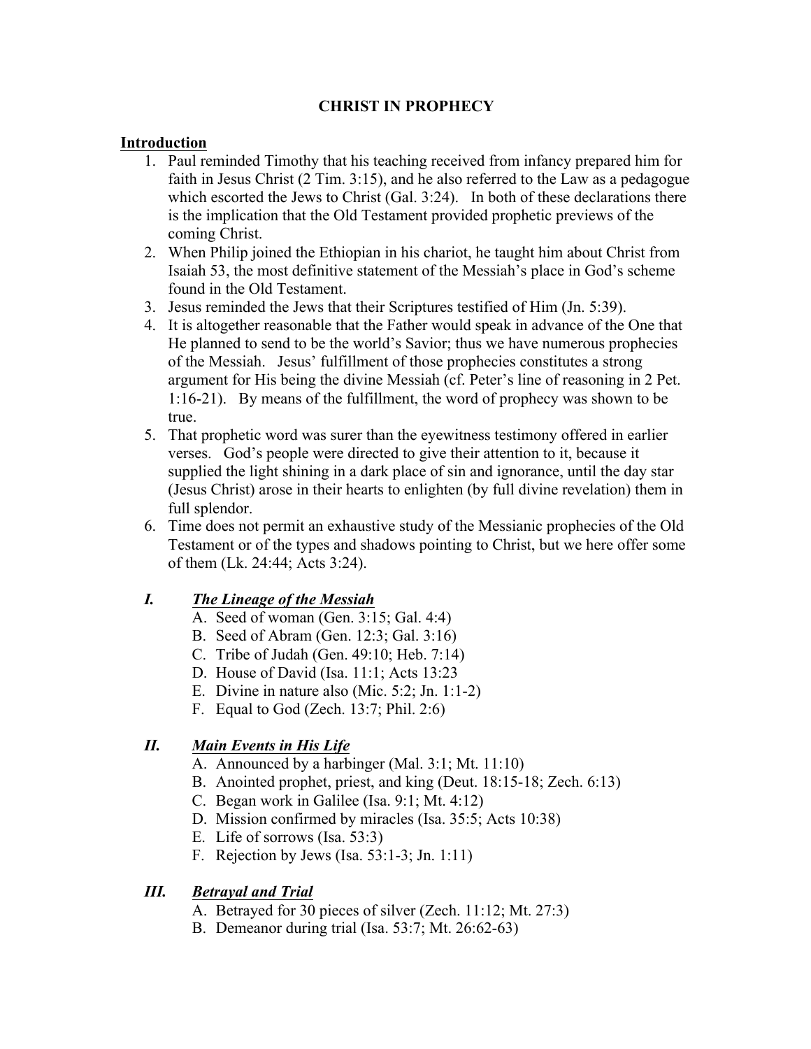# CHRIST IN PROPHECY

## Introduction

1. Paul reminded Timothy that his teaching received from infancy prepared him for faith in Jesus Christ (2 Tim. 3:15), and he also referred to the Law as a pedagogue which escorted the Jews to Christ (Gal. 3:24). In both of these declarations there is the implication that the Old Testament provided prophetic previews of the coming Christ.
2. When Philip joined the Ethiopian in his chariot, he taught him about Christ from Isaiah 53, the most definitive statement of the Messiah's place in God's scheme found in the Old Testament.
3. Jesus reminded the Jews that their Scriptures testified of Him (Jn. 5:39).
4. It is altogether reasonable that the Father would speak in advance of the One that He planned to send to be the world's Savior; thus we have numerous prophecies of the Messiah. Jesus' fulfillment of those prophecies constitutes a strong argument for His being the divine Messiah (cf. Peter's line of reasoning in 2 Pet. 1:16-21). By means of the fulfillment, the word of prophecy was shown to be true.
5. That prophetic word was surer than the eyewitness testimony offered in earlier verses. God's people were directed to give their attention to it, because it supplied the light shining in a dark place of sin and ignorance, until the day star (Jesus Christ) arose in their hearts to enlighten (by full divine revelation) them in full splendor.
6. Time does not permit an exhaustive study of the Messianic prophecies of the Old Testament or of the types and shadows pointing to Christ, but we here offer some of them (Lk. 24:44; Acts 3:24).

## *I. The Lineage of the Messiah*

A. Seed of woman (Gen. 3:15; Gal. 4:4)
B. Seed of Abram (Gen. 12:3; Gal. 3:16)
C. Tribe of Judah (Gen. 49:10; Heb. 7:14)
D. House of David (Isa. 11:1; Acts 13:23
E. Divine in nature also (Mic. 5:2; Jn. 1:1-2)
F. Equal to God (Zech. 13:7; Phil. 2:6)

## *II. Main Events in His Life*

A. Announced by a harbinger (Mal. 3:1; Mt. 11:10)
B. Anointed prophet, priest, and king (Deut. 18:15-18; Zech. 6:13)
C. Began work in Galilee (Isa. 9:1; Mt. 4:12)
D. Mission confirmed by miracles (Isa. 35:5; Acts 10:38)
E. Life of sorrows (Isa. 53:3)
F. Rejection by Jews (Isa. 53:1-3; Jn. 1:11)

## *III. Betrayal and Trial*

A. Betrayed for 30 pieces of silver (Zech. 11:12; Mt. 27:3)
B. Demeanor during trial (Isa. 53:7; Mt. 26:62-63)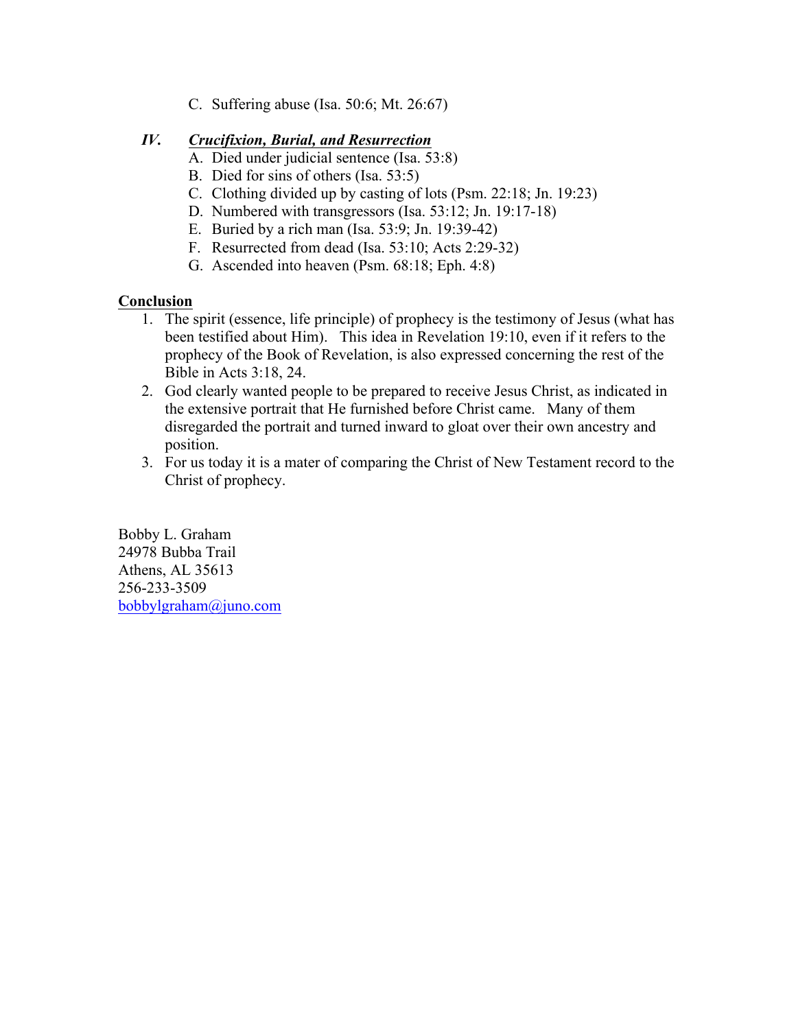C. Suffering abuse (Isa. 50:6; Mt. 26:67)

## *IV. Crucifixion, Burial, and Resurrection*

A. Died under judicial sentence (Isa. 53:8)
B. Died for sins of others (Isa. 53:5)
C. Clothing divided up by casting of lots (Psm. 22:18; Jn. 19:23)
D. Numbered with transgressors (Isa. 53:12; Jn. 19:17-18)
E. Buried by a rich man (Isa. 53:9; Jn. 19:39-42)
F. Resurrected from dead (Isa. 53:10; Acts 2:29-32)
G. Ascended into heaven (Psm. 68:18; Eph. 4:8)

## Conclusion

1. The spirit (essence, life principle) of prophecy is the testimony of Jesus (what has been testified about Him). This idea in Revelation 19:10, even if it refers to the prophecy of the Book of Revelation, is also expressed concerning the rest of the Bible in Acts 3:18, 24.
2. God clearly wanted people to be prepared to receive Jesus Christ, as indicated in the extensive portrait that He furnished before Christ came. Many of them disregarded the portrait and turned inward to gloat over their own ancestry and position.
3. For us today it is a mater of comparing the Christ of New Testament record to the Christ of prophecy.

Bobby L. Graham
24978 Bubba Trail
Athens, AL 35613
256-233-3509
bobbylgraham@juno.com